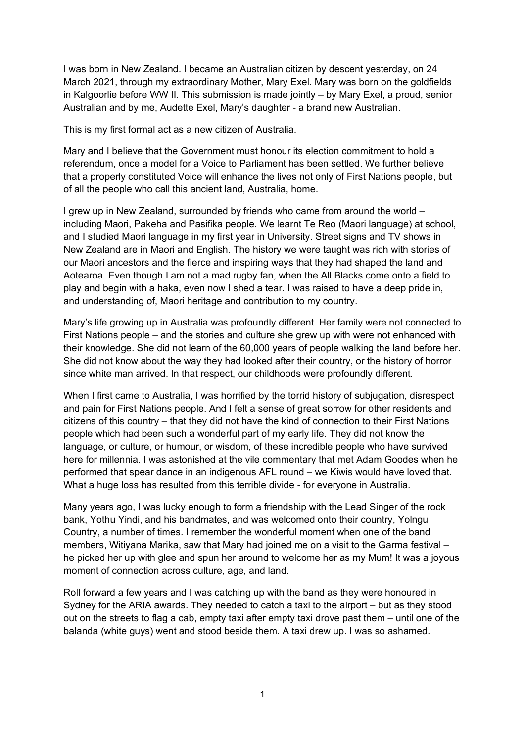I was born in New Zealand. I became an Australian citizen by descent yesterday, on 24 March 2021, through my extraordinary Mother, Mary Exel. Mary was born on the goldfields in Kalgoorlie before WW II. This submission is made jointly – by Mary Exel, a proud, senior Australian and by me, Audette Exel, Mary's daughter - a brand new Australian.

This is my first formal act as a new citizen of Australia.

Mary and I believe that the Government must honour its election commitment to hold a referendum, once a model for a Voice to Parliament has been settled. We further believe that a properly constituted Voice will enhance the lives not only of First Nations people, but of all the people who call this ancient land, Australia, home.

I grew up in New Zealand, surrounded by friends who came from around the world – including Maori, Pakeha and Pasifika people. We learnt Te Reo (Maori language) at school, and I studied Maori language in my first year in University. Street signs and TV shows in New Zealand are in Maori and English. The history we were taught was rich with stories of our Maori ancestors and the fierce and inspiring ways that they had shaped the land and Aotearoa. Even though I am not a mad rugby fan, when the All Blacks come onto a field to play and begin with a haka, even now I shed a tear. I was raised to have a deep pride in, and understanding of, Maori heritage and contribution to my country.

Mary's life growing up in Australia was profoundly different. Her family were not connected to First Nations people – and the stories and culture she grew up with were not enhanced with their knowledge. She did not learn of the 60,000 years of people walking the land before her. She did not know about the way they had looked after their country, or the history of horror since white man arrived. In that respect, our childhoods were profoundly different.

When I first came to Australia, I was horrified by the torrid history of subjugation, disrespect and pain for First Nations people. And I felt a sense of great sorrow for other residents and citizens of this country – that they did not have the kind of connection to their First Nations people which had been such a wonderful part of my early life. They did not know the language, or culture, or humour, or wisdom, of these incredible people who have survived here for millennia. I was astonished at the vile commentary that met Adam Goodes when he performed that spear dance in an indigenous AFL round – we Kiwis would have loved that. What a huge loss has resulted from this terrible divide - for everyone in Australia.

Many years ago, I was lucky enough to form a friendship with the Lead Singer of the rock bank, Yothu Yindi, and his bandmates, and was welcomed onto their country, Yolngu Country, a number of times. I remember the wonderful moment when one of the band members, Witiyana Marika, saw that Mary had joined me on a visit to the Garma festival – he picked her up with glee and spun her around to welcome her as my Mum! It was a joyous moment of connection across culture, age, and land.

Roll forward a few years and I was catching up with the band as they were honoured in Sydney for the ARIA awards. They needed to catch a taxi to the airport – but as they stood out on the streets to flag a cab, empty taxi after empty taxi drove past them – until one of the balanda (white guys) went and stood beside them. A taxi drew up. I was so ashamed.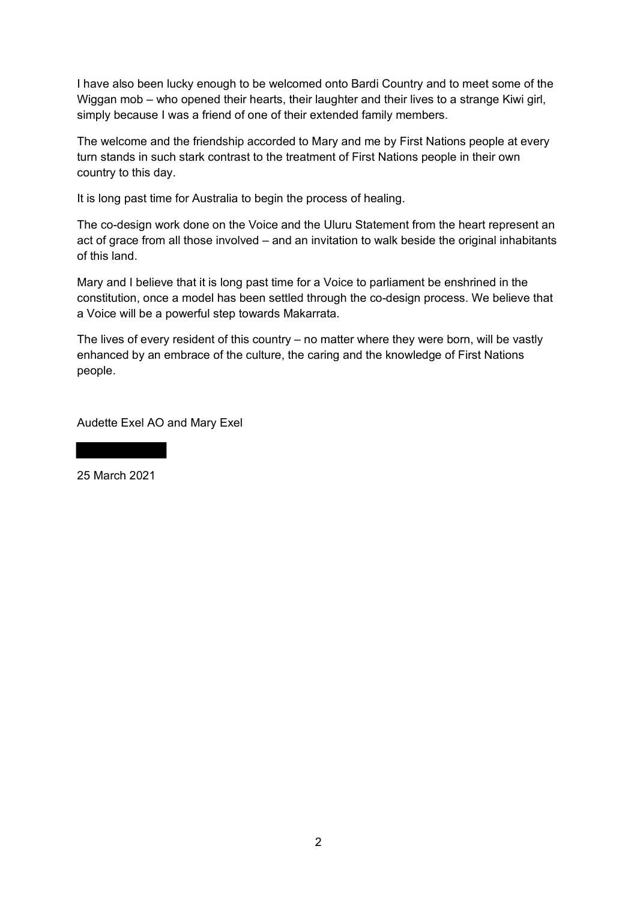I have also been lucky enough to be welcomed onto Bardi Country and to meet some of the Wiggan mob – who opened their hearts, their laughter and their lives to a strange Kiwi girl, simply because I was a friend of one of their extended family members.

The welcome and the friendship accorded to Mary and me by First Nations people at every turn stands in such stark contrast to the treatment of First Nations people in their own country to this day.

It is long past time for Australia to begin the process of healing.

The co-design work done on the Voice and the Uluru Statement from the heart represent an act of grace from all those involved – and an invitation to walk beside the original inhabitants of this land.

Mary and I believe that it is long past time for a Voice to parliament be enshrined in the constitution, once a model has been settled through the co-design process. We believe that a Voice will be a powerful step towards Makarrata.

The lives of every resident of this country – no matter where they were born, will be vastly enhanced by an embrace of the culture, the caring and the knowledge of First Nations people.

Audette Exel AO and Mary Exel

25 March 2021